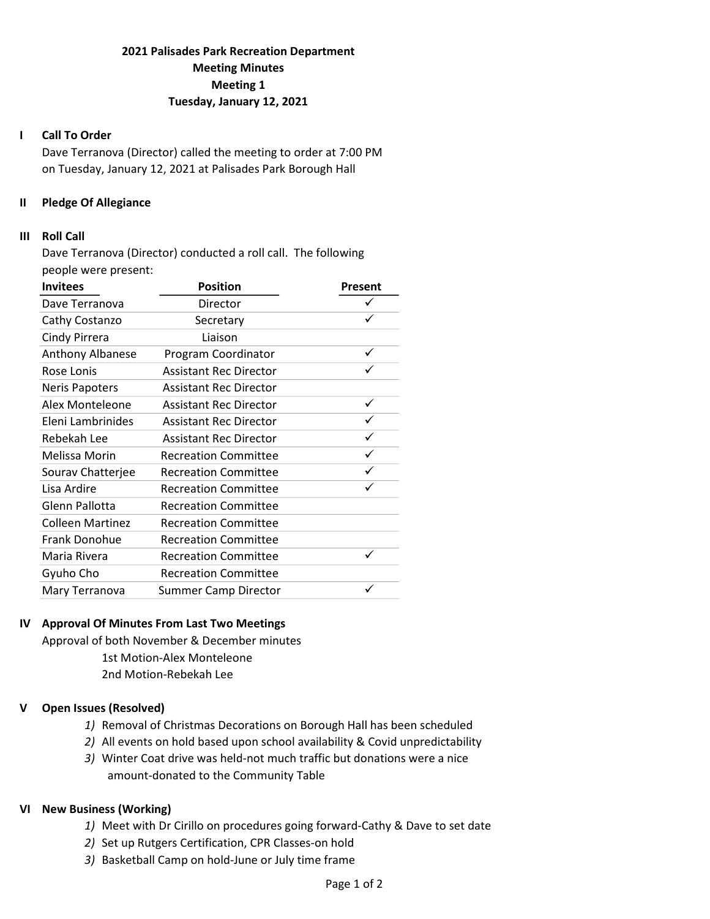# 2021 Palisades Park Recreation Department
## Meeting Minutes
## Meeting 1
## Tuesday, January 12, 2021

**I Call To Order**

Dave Terranova (Director) called the meeting to order at 7:00 PM on Tuesday, January 12, 2021 at Palisades Park Borough Hall

**II Pledge Of Allegiance**

**III Roll Call**

Dave Terranova (Director) conducted a roll call. The following people were present:

| Invitees | Position | Present |
|---|---|---|
| Dave Terranova | Director | ✓ |
| Cathy Costanzo | Secretary | ✓ |
| Cindy Pirrera | Liaison | |
| Anthony Albanese | Program Coordinator | ✓ |
| Rose Lonis | Assistant Rec Director | ✓ |
| Neris Papoters | Assistant Rec Director | |
| Alex Monteleone | Assistant Rec Director | ✓ |
| Eleni Lambrinides | Assistant Rec Director | ✓ |
| Rebekah Lee | Assistant Rec Director | ✓ |
| Melissa Morin | Recreation Committee | ✓ |
| Sourav Chatterjee | Recreation Committee | ✓ |
| Lisa Ardire | Recreation Committee | ✓ |
| Glenn Pallotta | Recreation Committee | |
| Colleen Martinez | Recreation Committee | |
| Frank Donohue | Recreation Committee | |
| Maria Rivera | Recreation Committee | ✓ |
| Gyuho Cho | Recreation Committee | |
| Mary Terranova | Summer Camp Director | ✓ |

**IV Approval Of Minutes From Last Two Meetings**

Approval of both November & December minutes

1st Motion-Alex Monteleone

2nd Motion-Rebekah Lee

**V Open Issues (Resolved)**

1) Removal of Christmas Decorations on Borough Hall has been scheduled
2) All events on hold based upon school availability & Covid unpredictability
3) Winter Coat drive was held-not much traffic but donations were a nice amount-donated to the Community Table

**VI New Business (Working)**

1) Meet with Dr Cirillo on procedures going forward-Cathy & Dave to set date
2) Set up Rutgers Certification, CPR Classes-on hold
3) Basketball Camp on hold-June or July time frame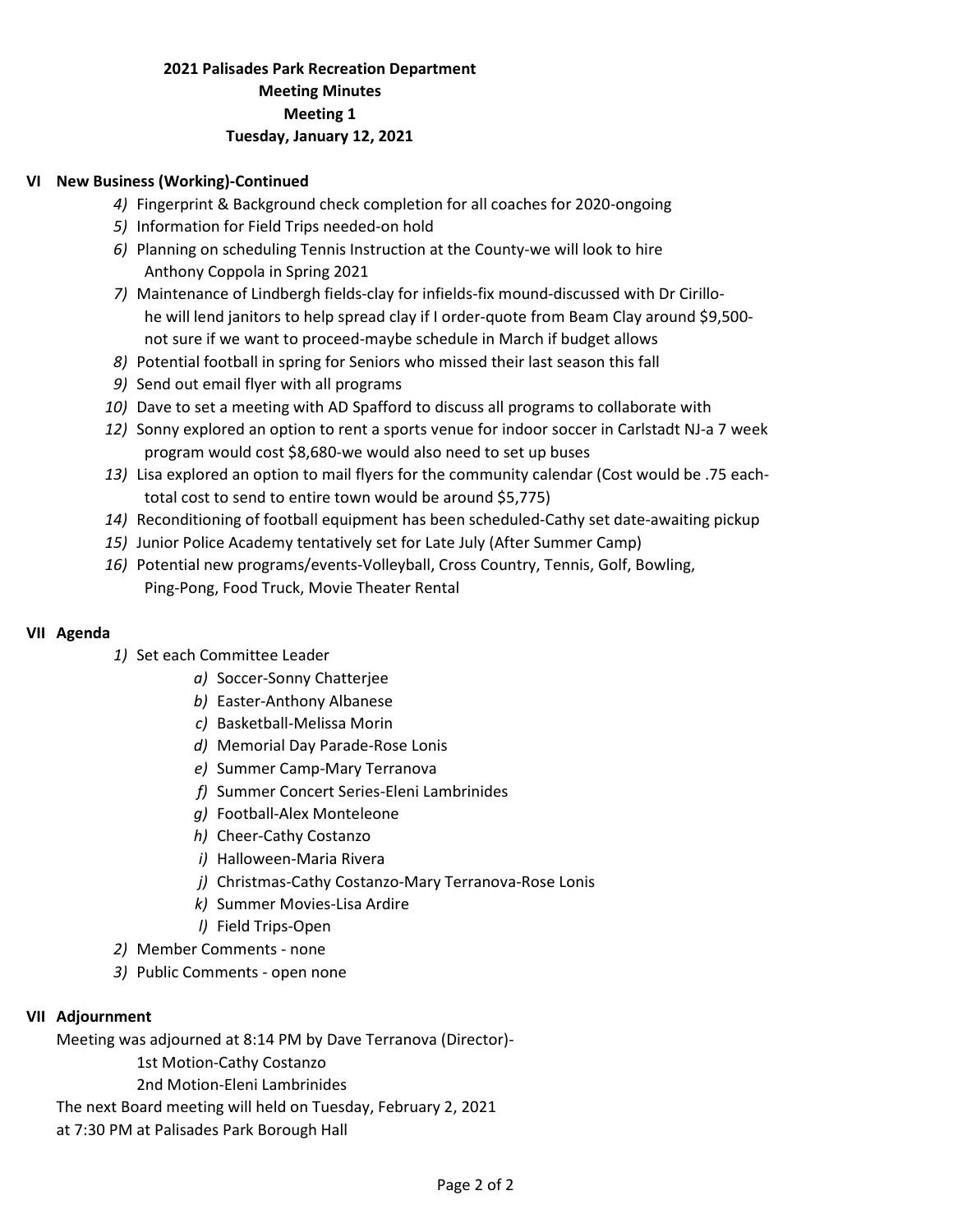**2021 Palisades Park Recreation Department**
**Meeting Minutes**
**Meeting 1**
**Tuesday, January 12, 2021**

## VI New Business (Working)-Continued

4) Fingerprint & Background check completion for all coaches for 2020-ongoing
5) Information for Field Trips needed-on hold
6) Planning on scheduling Tennis Instruction at the County-we will look to hire Anthony Coppola in Spring 2021
7) Maintenance of Lindbergh fields-clay for infields-fix mound-discussed with Dr Cirillo- he will lend janitors to help spread clay if I order-quote from Beam Clay around $9,500- not sure if we want to proceed-maybe schedule in March if budget allows
8) Potential football in spring for Seniors who missed their last season this fall
9) Send out email flyer with all programs
10) Dave to set a meeting with AD Spafford to discuss all programs to collaborate with
12) Sonny explored an option to rent a sports venue for indoor soccer in Carlstadt NJ-a 7 week program would cost $8,680-we would also need to set up buses
13) Lisa explored an option to mail flyers for the community calendar (Cost would be .75 each- total cost to send to entire town would be around $5,775)
14) Reconditioning of football equipment has been scheduled-Cathy set date-awaiting pickup
15) Junior Police Academy tentatively set for Late July (After Summer Camp)
16) Potential new programs/events-Volleyball, Cross Country, Tennis, Golf, Bowling, Ping-Pong, Food Truck, Movie Theater Rental

## VII Agenda

1) Set each Committee Leader
   a) Soccer-Sonny Chatterjee
   b) Easter-Anthony Albanese
   c) Basketball-Melissa Morin
   d) Memorial Day Parade-Rose Lonis
   e) Summer Camp-Mary Terranova
   f) Summer Concert Series-Eleni Lambrinides
   g) Football-Alex Monteleone
   h) Cheer-Cathy Costanzo
   i) Halloween-Maria Rivera
   j) Christmas-Cathy Costanzo-Mary Terranova-Rose Lonis
   k) Summer Movies-Lisa Ardire
   l) Field Trips-Open
2) Member Comments - none
3) Public Comments - open none

## VII Adjournment

Meeting was adjourned at 8:14 PM by Dave Terranova (Director)-

1st Motion-Cathy Costanzo

2nd Motion-Eleni Lambrinides

The next Board meeting will held on Tuesday, February 2, 2021
at 7:30 PM at Palisades Park Borough Hall